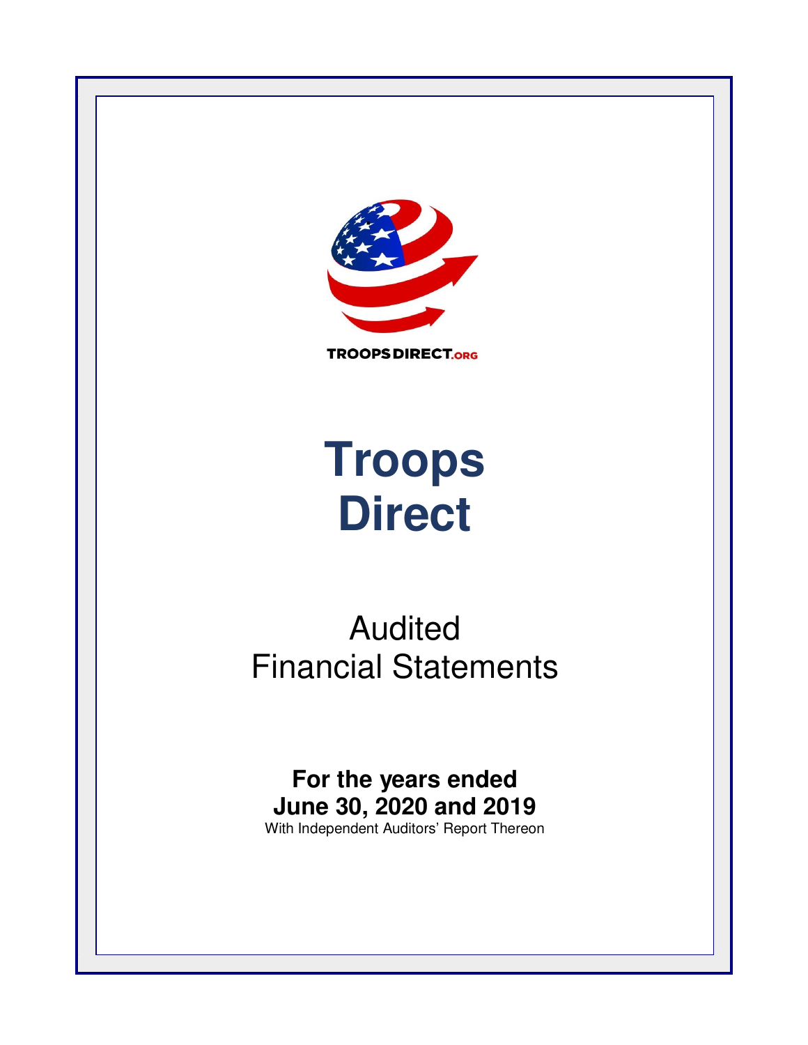TROOPSDIRECT.ORG

# Troops Direct

## Audited Financial Statements

**For the years ended June 30, 2020 and 2019**

With Independent Auditors' Report Thereon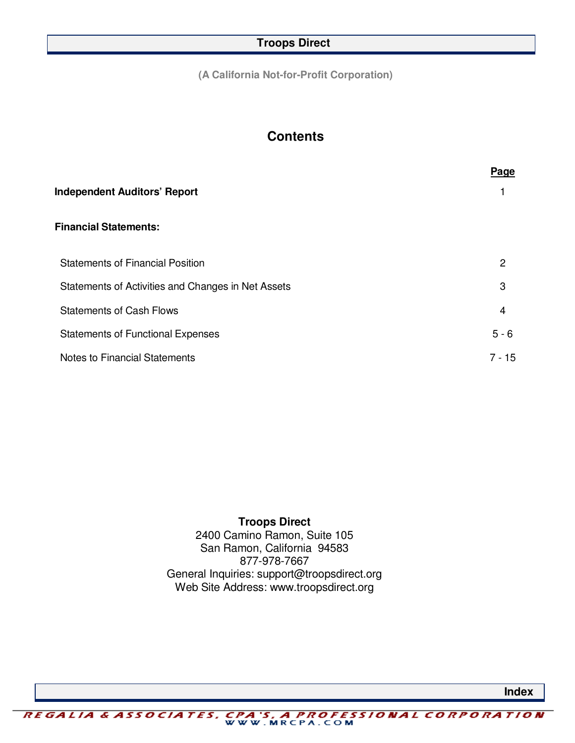# Troops Direct

(A California Not-for-Profit Corporation)

## Contents

| | Page |
|---|---|
| **Independent Auditors' Report** | 1 |
| **Financial Statements:** | |
| Statements of Financial Position | 2 |
| Statements of Activities and Changes in Net Assets | 3 |
| Statements of Cash Flows | 4 |
| Statements of Functional Expenses | 5 - 6 |
| Notes to Financial Statements | 7 - 15 |

**Troops Direct**
2400 Camino Ramon, Suite 105
San Ramon, California 94583
877-978-7667
General Inquiries: support@troopsdirect.org
Web Site Address: www.troopsdirect.org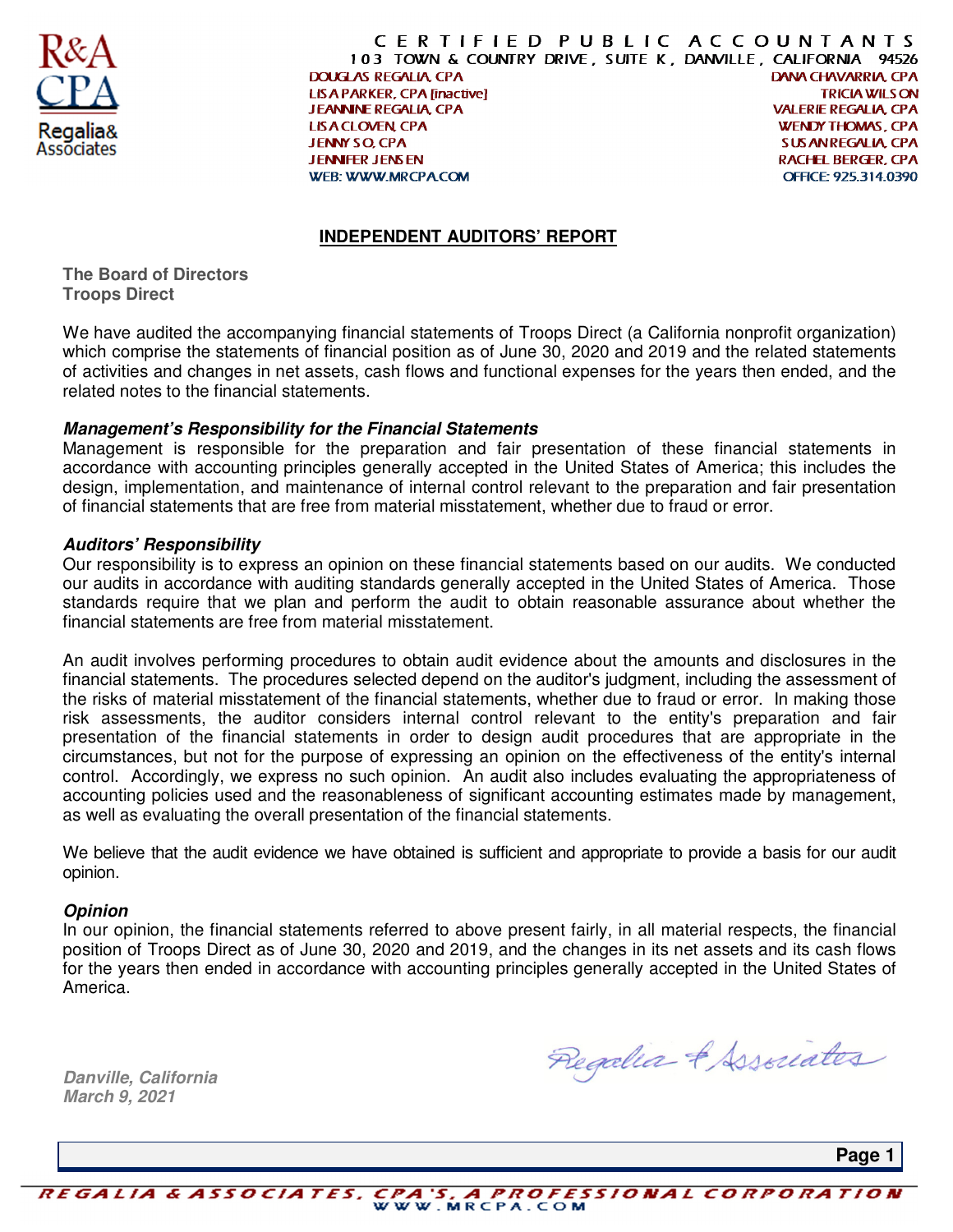C E R T I F I E D   P U B L I C   A C C O U N T A N T S
103 TOWN & COUNTRY DRIVE, SUITE K, DANVILLE, CALIFORNIA 94526

DOUGLAS REGALIA, CPA
LISA PARKER, CPA [inactive]
JEANNINE REGALIA, CPA
LISA CLOVEN, CPA
JENNY SO, CPA
JENNIFER JENSEN
WEB: WWW.MRCPA.COM

DANA CHAVARRIA, CPA
TRICIA WILSON
VALERIE REGALIA, CPA
WENDY THOMAS, CPA
SUSAN REGALIA, CPA
RACHEL BERGER, CPA
OFFICE: 925.314.0390

## INDEPENDENT AUDITORS' REPORT

**The Board of Directors**
**Troops Direct**

We have audited the accompanying financial statements of Troops Direct (a California nonprofit organization) which comprise the statements of financial position as of June 30, 2020 and 2019 and the related statements of activities and changes in net assets, cash flows and functional expenses for the years then ended, and the related notes to the financial statements.

***Management's Responsibility for the Financial Statements***
Management is responsible for the preparation and fair presentation of these financial statements in accordance with accounting principles generally accepted in the United States of America; this includes the design, implementation, and maintenance of internal control relevant to the preparation and fair presentation of financial statements that are free from material misstatement, whether due to fraud or error.

***Auditors' Responsibility***
Our responsibility is to express an opinion on these financial statements based on our audits. We conducted our audits in accordance with auditing standards generally accepted in the United States of America. Those standards require that we plan and perform the audit to obtain reasonable assurance about whether the financial statements are free from material misstatement.

An audit involves performing procedures to obtain audit evidence about the amounts and disclosures in the financial statements. The procedures selected depend on the auditor's judgment, including the assessment of the risks of material misstatement of the financial statements, whether due to fraud or error. In making those risk assessments, the auditor considers internal control relevant to the entity's preparation and fair presentation of the financial statements in order to design audit procedures that are appropriate in the circumstances, but not for the purpose of expressing an opinion on the effectiveness of the entity's internal control. Accordingly, we express no such opinion. An audit also includes evaluating the appropriateness of accounting policies used and the reasonableness of significant accounting estimates made by management, as well as evaluating the overall presentation of the financial statements.

We believe that the audit evidence we have obtained is sufficient and appropriate to provide a basis for our audit opinion.

***Opinion***
In our opinion, the financial statements referred to above present fairly, in all material respects, the financial position of Troops Direct as of June 30, 2020 and 2019, and the changes in its net assets and its cash flows for the years then ended in accordance with accounting principles generally accepted in the United States of America.

Regalia & Associates

***Danville, California***
***March 9, 2021***

REGALIA & ASSOCIATES, CPA'S, A PROFESSIONAL CORPORATION
WWW.MRCPA.COM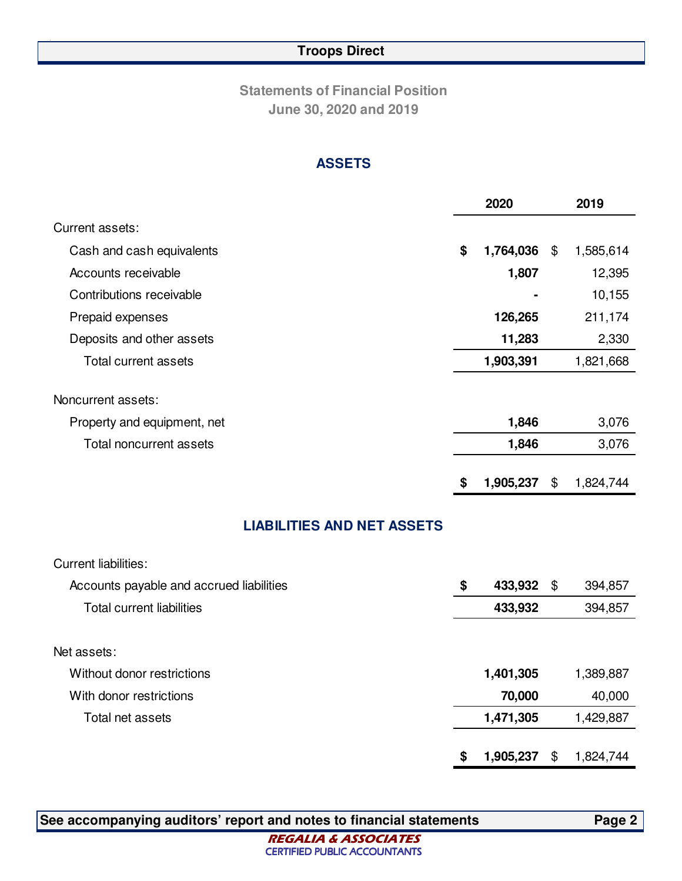# Troops Direct

## Statements of Financial Position
## June 30, 2020 and 2019

### ASSETS

| | 2020 | 2019 |
|---|---|---|
| Current assets: | | |
| Cash and cash equivalents | $ 1,764,036 | $ 1,585,614 |
| Accounts receivable | 1,807 | 12,395 |
| Contributions receivable | - | 10,155 |
| Prepaid expenses | 126,265 | 211,174 |
| Deposits and other assets | 11,283 | 2,330 |
| Total current assets | 1,903,391 | 1,821,668 |
| Noncurrent assets: | | |
| Property and equipment, net | 1,846 | 3,076 |
| Total noncurrent assets | 1,846 | 3,076 |
| | $ 1,905,237 | $ 1,824,744 |

### LIABILITIES AND NET ASSETS

| | 2020 | 2019 |
|---|---|---|
| Current liabilities: | | |
| Accounts payable and accrued liabilities | $ 433,932 | $ 394,857 |
| Total current liabilities | 433,932 | 394,857 |
| Net assets: | | |
| Without donor restrictions | 1,401,305 | 1,389,887 |
| With donor restrictions | 70,000 | 40,000 |
| Total net assets | 1,471,305 | 1,429,887 |
| | $ 1,905,237 | $ 1,824,744 |

**See accompanying auditors' report and notes to financial statements**

REGALIA & ASSOCIATES
CERTIFIED PUBLIC ACCOUNTANTS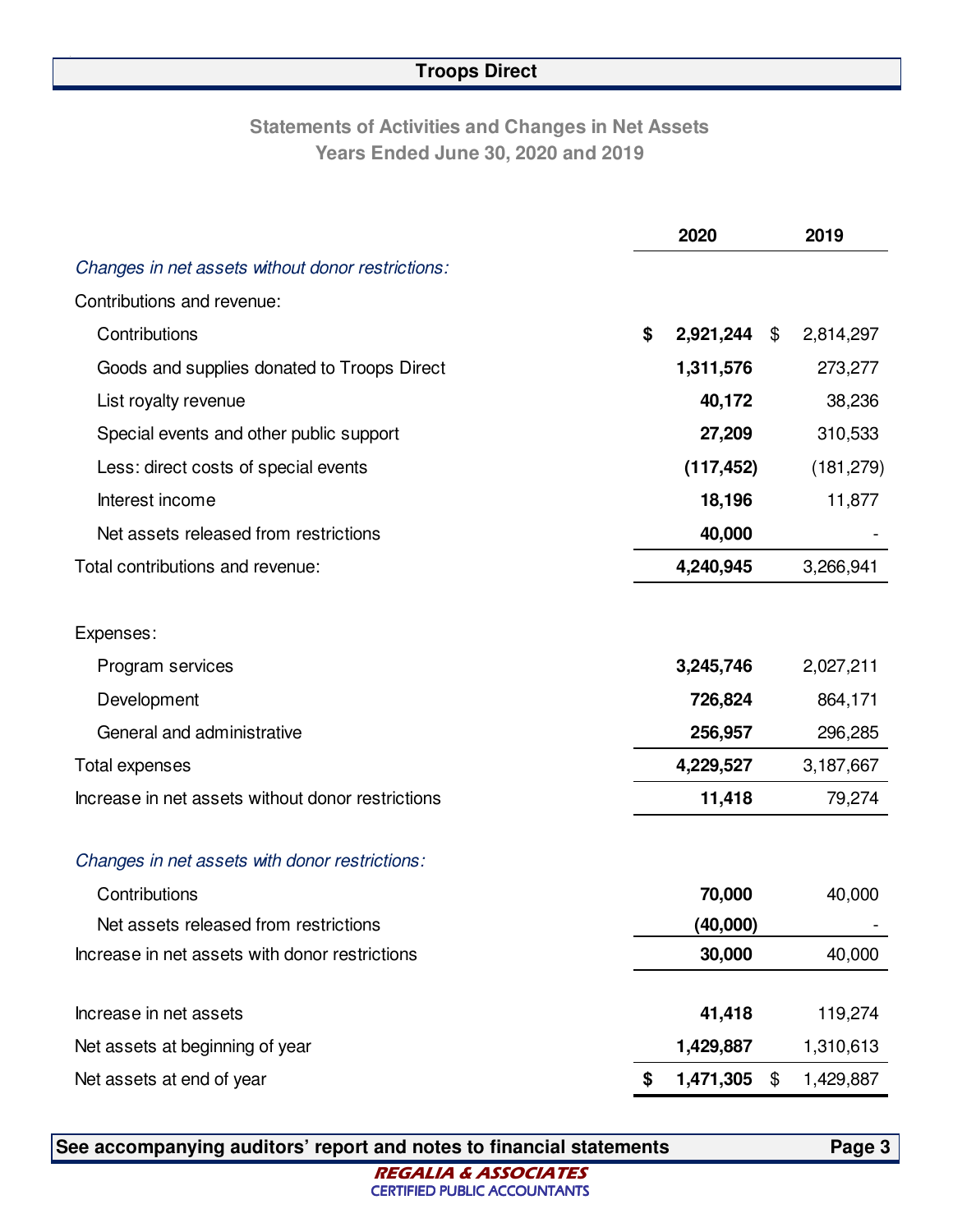# Troops Direct

## Statements of Activities and Changes in Net Assets
### Years Ended June 30, 2020 and 2019

| | 2020 | 2019 |
|---|---|---|
| *Changes in net assets without donor restrictions:* | | |
| Contributions and revenue: | | |
| Contributions | **$ 2,921,244** | $ 2,814,297 |
| Goods and supplies donated to Troops Direct | **1,311,576** | 273,277 |
| List royalty revenue | **40,172** | 38,236 |
| Special events and other public support | **27,209** | 310,533 |
| Less: direct costs of special events | **(117,452)** | (181,279) |
| Interest income | **18,196** | 11,877 |
| Net assets released from restrictions | **40,000** | - |
| Total contributions and revenue: | **4,240,945** | 3,266,941 |
| | | |
| Expenses: | | |
| Program services | **3,245,746** | 2,027,211 |
| Development | **726,824** | 864,171 |
| General and administrative | **256,957** | 296,285 |
| Total expenses | **4,229,527** | 3,187,667 |
| Increase in net assets without donor restrictions | **11,418** | 79,274 |
| | | |
| *Changes in net assets with donor restrictions:* | | |
| Contributions | **70,000** | 40,000 |
| Net assets released from restrictions | **(40,000)** | - |
| Increase in net assets with donor restrictions | **30,000** | 40,000 |
| | | |
| Increase in net assets | **41,418** | 119,274 |
| Net assets at beginning of year | **1,429,887** | 1,310,613 |
| Net assets at end of year | **$ 1,471,305** | $ 1,429,887 |

**See accompanying auditors' report and notes to financial statements**

REGALIA & ASSOCIATES
CERTIFIED PUBLIC ACCOUNTANTS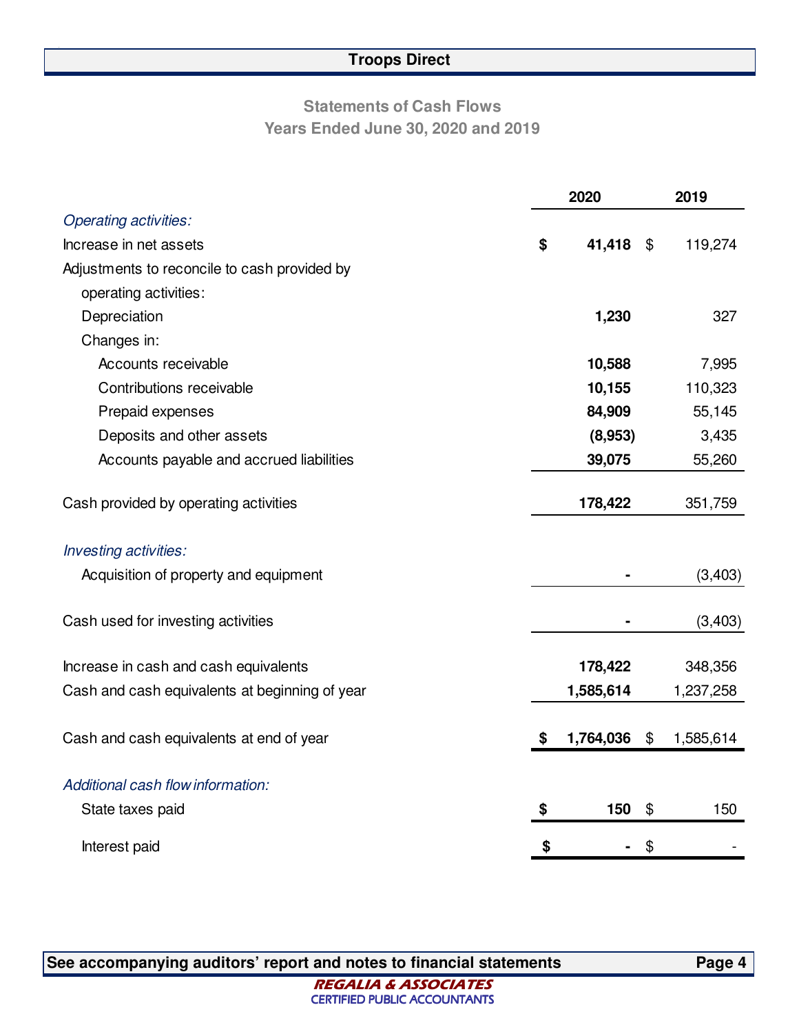# Troops Direct

## Statements of Cash Flows
## Years Ended June 30, 2020 and 2019

| | 2020 | 2019 |
|---|---|---|
| *Operating activities:* | | |
| Increase in net assets | **$ 41,418** | $ 119,274 |
| Adjustments to reconcile to cash provided by operating activities: | | |
| Depreciation | **1,230** | 327 |
| Changes in: | | |
| Accounts receivable | **10,588** | 7,995 |
| Contributions receivable | **10,155** | 110,323 |
| Prepaid expenses | **84,909** | 55,145 |
| Deposits and other assets | **(8,953)** | 3,435 |
| Accounts payable and accrued liabilities | **39,075** | 55,260 |
| Cash provided by operating activities | **178,422** | 351,759 |
| *Investing activities:* | | |
| Acquisition of property and equipment | **-** | (3,403) |
| Cash used for investing activities | **-** | (3,403) |
| Increase in cash and cash equivalents | **178,422** | 348,356 |
| Cash and cash equivalents at beginning of year | **1,585,614** | 1,237,258 |
| Cash and cash equivalents at end of year | **$ 1,764,036** | $ 1,585,614 |
| *Additional cash flow information:* | | |
| State taxes paid | **$ 150** | $ 150 |
| Interest paid | **$ -** | $ - |

**See accompanying auditors' report and notes to financial statements**

REGALIA & ASSOCIATES
CERTIFIED PUBLIC ACCOUNTANTS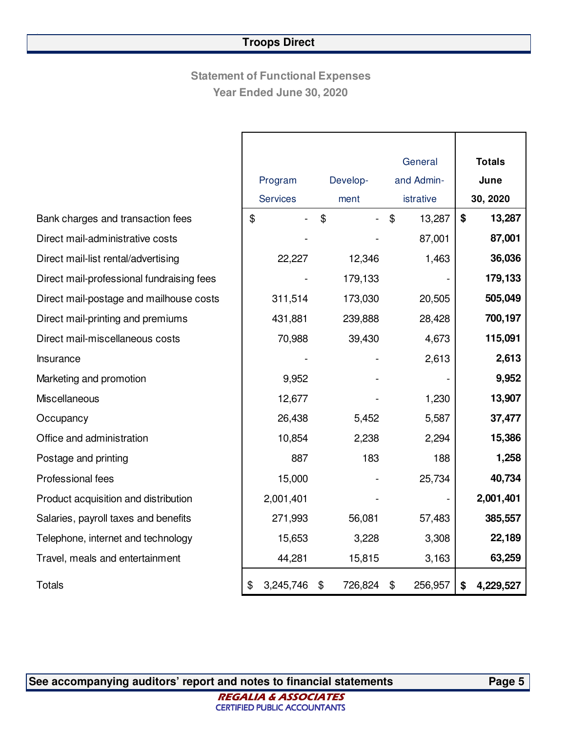# Troops Direct

## Statement of Functional Expenses
### Year Ended June 30, 2020

| | Program Services | Develop-ment | General and Admin-istrative | Totals June 30, 2020 |
|---|---|---|---|---|
| Bank charges and transaction fees | $ - | $ - | $ 13,287 | **$ 13,287** |
| Direct mail-administrative costs | - | - | 87,001 | **87,001** |
| Direct mail-list rental/advertising | 22,227 | 12,346 | 1,463 | **36,036** |
| Direct mail-professional fundraising fees | - | 179,133 | - | **179,133** |
| Direct mail-postage and mailhouse costs | 311,514 | 173,030 | 20,505 | **505,049** |
| Direct mail-printing and premiums | 431,881 | 239,888 | 28,428 | **700,197** |
| Direct mail-miscellaneous costs | 70,988 | 39,430 | 4,673 | **115,091** |
| Insurance | - | - | 2,613 | **2,613** |
| Marketing and promotion | 9,952 | - | - | **9,952** |
| Miscellaneous | 12,677 | - | 1,230 | **13,907** |
| Occupancy | 26,438 | 5,452 | 5,587 | **37,477** |
| Office and administration | 10,854 | 2,238 | 2,294 | **15,386** |
| Postage and printing | 887 | 183 | 188 | **1,258** |
| Professional fees | 15,000 | - | 25,734 | **40,734** |
| Product acquisition and distribution | 2,001,401 | - | - | **2,001,401** |
| Salaries, payroll taxes and benefits | 271,993 | 56,081 | 57,483 | **385,557** |
| Telephone, internet and technology | 15,653 | 3,228 | 3,308 | **22,189** |
| Travel, meals and entertainment | 44,281 | 15,815 | 3,163 | **63,259** |
| Totals | $ 3,245,746 | $ 726,824 | $ 256,957 | **$ 4,229,527** |

**See accompanying auditors' report and notes to financial statements**

*REGALIA & ASSOCIATES*
CERTIFIED PUBLIC ACCOUNTANTS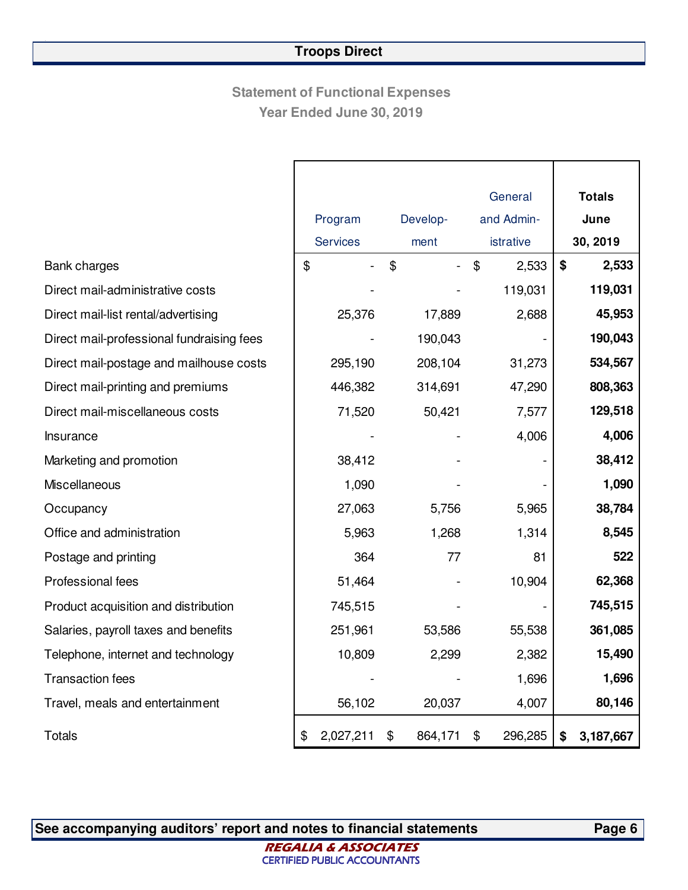# Troops Direct

## Statement of Functional Expenses
### Year Ended June 30, 2019

| | Program Services | Develop-ment | General and Admin-istrative | Totals June 30, 2019 |
|---|---|---|---|---|
| Bank charges | $ - | $ - | $ 2,533 | **$ 2,533** |
| Direct mail-administrative costs | - | - | 119,031 | **119,031** |
| Direct mail-list rental/advertising | 25,376 | 17,889 | 2,688 | **45,953** |
| Direct mail-professional fundraising fees | - | 190,043 | - | **190,043** |
| Direct mail-postage and mailhouse costs | 295,190 | 208,104 | 31,273 | **534,567** |
| Direct mail-printing and premiums | 446,382 | 314,691 | 47,290 | **808,363** |
| Direct mail-miscellaneous costs | 71,520 | 50,421 | 7,577 | **129,518** |
| Insurance | - | - | 4,006 | **4,006** |
| Marketing and promotion | 38,412 | - | - | **38,412** |
| Miscellaneous | 1,090 | - | - | **1,090** |
| Occupancy | 27,063 | 5,756 | 5,965 | **38,784** |
| Office and administration | 5,963 | 1,268 | 1,314 | **8,545** |
| Postage and printing | 364 | 77 | 81 | **522** |
| Professional fees | 51,464 | - | 10,904 | **62,368** |
| Product acquisition and distribution | 745,515 | - | - | **745,515** |
| Salaries, payroll taxes and benefits | 251,961 | 53,586 | 55,538 | **361,085** |
| Telephone, internet and technology | 10,809 | 2,299 | 2,382 | **15,490** |
| Transaction fees | - | - | 1,696 | **1,696** |
| Travel, meals and entertainment | 56,102 | 20,037 | 4,007 | **80,146** |
| Totals | $ 2,027,211 | $ 864,171 | $ 296,285 | **$ 3,187,667** |

**See accompanying auditors' report and notes to financial statements**

***REGALIA & ASSOCIATES***
CERTIFIED PUBLIC ACCOUNTANTS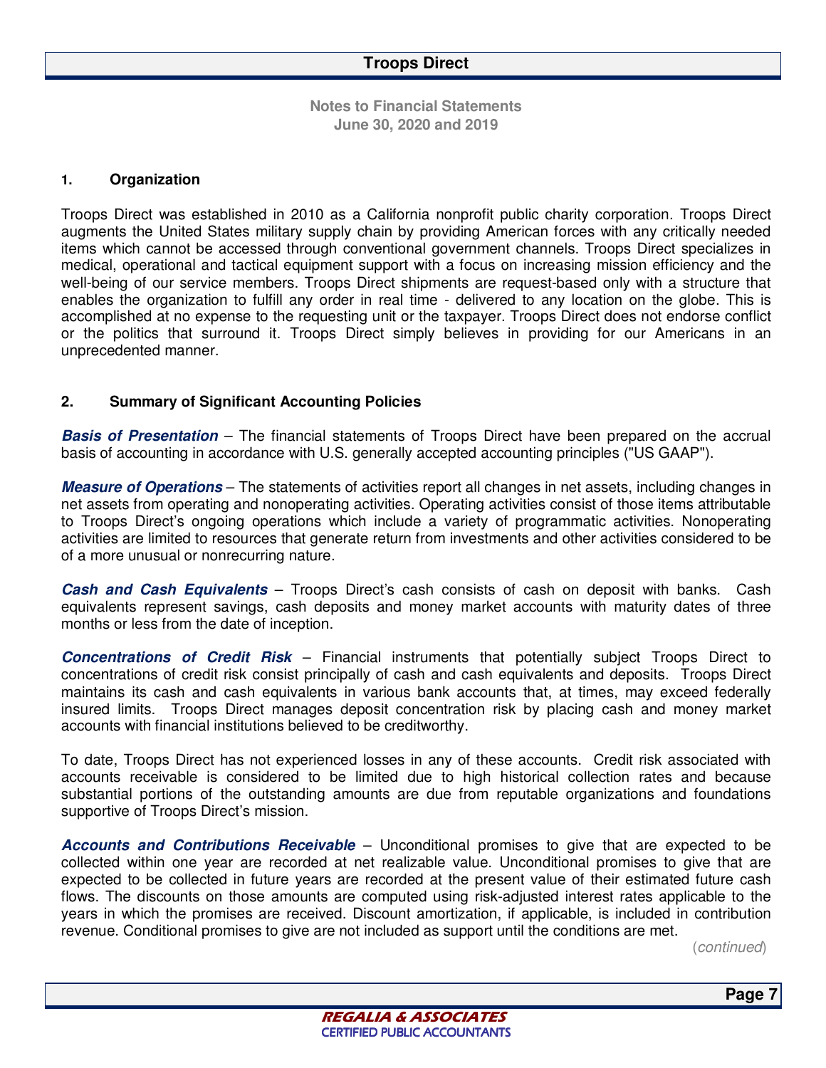**Notes to Financial Statements**
**June 30, 2020 and 2019**

## 1. Organization

Troops Direct was established in 2010 as a California nonprofit public charity corporation. Troops Direct augments the United States military supply chain by providing American forces with any critically needed items which cannot be accessed through conventional government channels. Troops Direct specializes in medical, operational and tactical equipment support with a focus on increasing mission efficiency and the well-being of our service members. Troops Direct shipments are request-based only with a structure that enables the organization to fulfill any order in real time - delivered to any location on the globe. This is accomplished at no expense to the requesting unit or the taxpayer. Troops Direct does not endorse conflict or the politics that surround it. Troops Direct simply believes in providing for our Americans in an unprecedented manner.

## 2. Summary of Significant Accounting Policies

***Basis of Presentation*** – The financial statements of Troops Direct have been prepared on the accrual basis of accounting in accordance with U.S. generally accepted accounting principles ("US GAAP").

***Measure of Operations*** – The statements of activities report all changes in net assets, including changes in net assets from operating and nonoperating activities. Operating activities consist of those items attributable to Troops Direct's ongoing operations which include a variety of programmatic activities. Nonoperating activities are limited to resources that generate return from investments and other activities considered to be of a more unusual or nonrecurring nature.

***Cash and Cash Equivalents*** – Troops Direct's cash consists of cash on deposit with banks. Cash equivalents represent savings, cash deposits and money market accounts with maturity dates of three months or less from the date of inception.

***Concentrations of Credit Risk*** – Financial instruments that potentially subject Troops Direct to concentrations of credit risk consist principally of cash and cash equivalents and deposits. Troops Direct maintains its cash and cash equivalents in various bank accounts that, at times, may exceed federally insured limits. Troops Direct manages deposit concentration risk by placing cash and money market accounts with financial institutions believed to be creditworthy.

To date, Troops Direct has not experienced losses in any of these accounts. Credit risk associated with accounts receivable is considered to be limited due to high historical collection rates and because substantial portions of the outstanding amounts are due from reputable organizations and foundations supportive of Troops Direct's mission.

***Accounts and Contributions Receivable*** – Unconditional promises to give that are expected to be collected within one year are recorded at net realizable value. Unconditional promises to give that are expected to be collected in future years are recorded at the present value of their estimated future cash flows. The discounts on those amounts are computed using risk-adjusted interest rates applicable to the years in which the promises are received. Discount amortization, if applicable, is included in contribution revenue. Conditional promises to give are not included as support until the conditions are met.

(*continued*)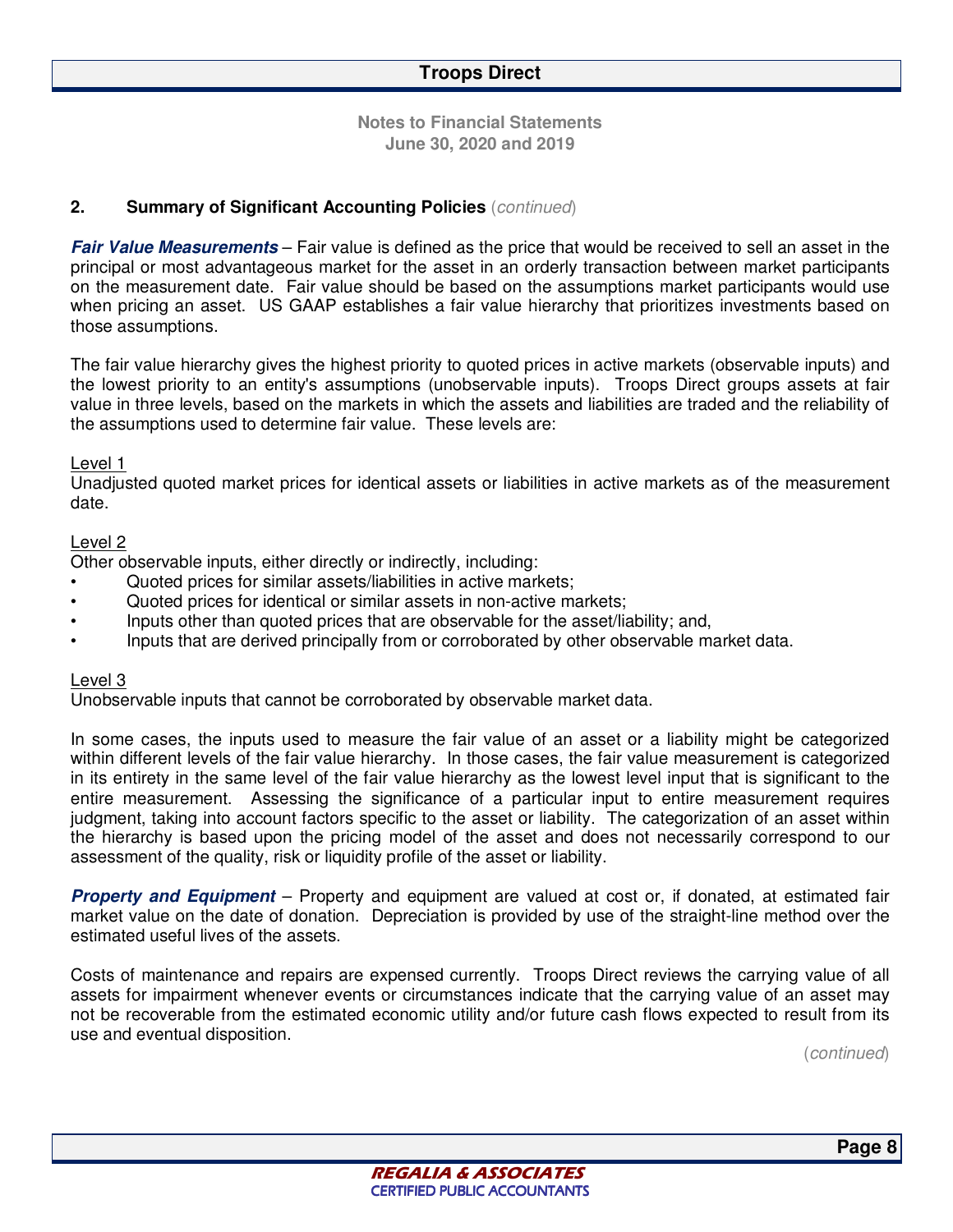**Notes to Financial Statements**
**June 30, 2020 and 2019**

**2. Summary of Significant Accounting Policies** (*continued*)

***Fair Value Measurements*** – Fair value is defined as the price that would be received to sell an asset in the principal or most advantageous market for the asset in an orderly transaction between market participants on the measurement date. Fair value should be based on the assumptions market participants would use when pricing an asset. US GAAP establishes a fair value hierarchy that prioritizes investments based on those assumptions.

The fair value hierarchy gives the highest priority to quoted prices in active markets (observable inputs) and the lowest priority to an entity's assumptions (unobservable inputs). Troops Direct groups assets at fair value in three levels, based on the markets in which the assets and liabilities are traded and the reliability of the assumptions used to determine fair value. These levels are:

Level 1
Unadjusted quoted market prices for identical assets or liabilities in active markets as of the measurement date.

Level 2
Other observable inputs, either directly or indirectly, including:

- Quoted prices for similar assets/liabilities in active markets;
- Quoted prices for identical or similar assets in non-active markets;
- Inputs other than quoted prices that are observable for the asset/liability; and,
- Inputs that are derived principally from or corroborated by other observable market data.

Level 3
Unobservable inputs that cannot be corroborated by observable market data.

In some cases, the inputs used to measure the fair value of an asset or a liability might be categorized within different levels of the fair value hierarchy. In those cases, the fair value measurement is categorized in its entirety in the same level of the fair value hierarchy as the lowest level input that is significant to the entire measurement. Assessing the significance of a particular input to entire measurement requires judgment, taking into account factors specific to the asset or liability. The categorization of an asset within the hierarchy is based upon the pricing model of the asset and does not necessarily correspond to our assessment of the quality, risk or liquidity profile of the asset or liability.

***Property and Equipment*** – Property and equipment are valued at cost or, if donated, at estimated fair market value on the date of donation. Depreciation is provided by use of the straight-line method over the estimated useful lives of the assets.

Costs of maintenance and repairs are expensed currently. Troops Direct reviews the carrying value of all assets for impairment whenever events or circumstances indicate that the carrying value of an asset may not be recoverable from the estimated economic utility and/or future cash flows expected to result from its use and eventual disposition.

(*continued*)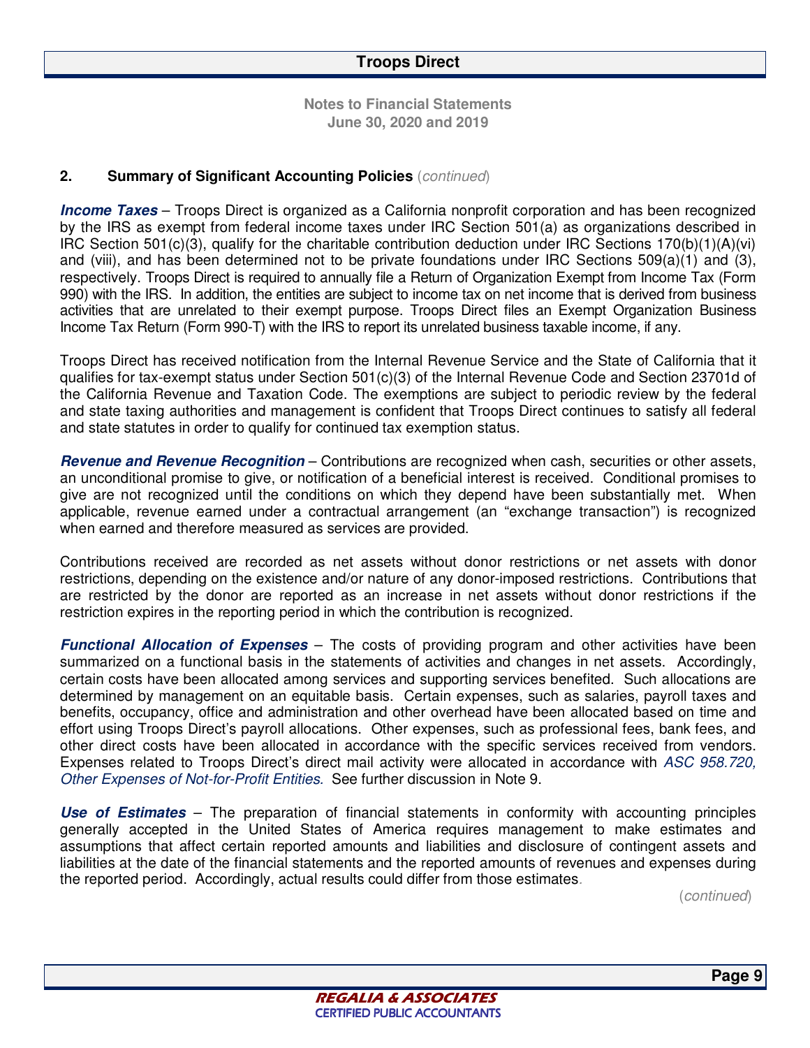## 2. Summary of Significant Accounting Policies (*continued*)

***Income Taxes*** – Troops Direct is organized as a California nonprofit corporation and has been recognized by the IRS as exempt from federal income taxes under IRC Section 501(a) as organizations described in IRC Section 501(c)(3), qualify for the charitable contribution deduction under IRC Sections 170(b)(1)(A)(vi) and (viii), and has been determined not to be private foundations under IRC Sections 509(a)(1) and (3), respectively. Troops Direct is required to annually file a Return of Organization Exempt from Income Tax (Form 990) with the IRS. In addition, the entities are subject to income tax on net income that is derived from business activities that are unrelated to their exempt purpose. Troops Direct files an Exempt Organization Business Income Tax Return (Form 990-T) with the IRS to report its unrelated business taxable income, if any.

Troops Direct has received notification from the Internal Revenue Service and the State of California that it qualifies for tax-exempt status under Section 501(c)(3) of the Internal Revenue Code and Section 23701d of the California Revenue and Taxation Code. The exemptions are subject to periodic review by the federal and state taxing authorities and management is confident that Troops Direct continues to satisfy all federal and state statutes in order to qualify for continued tax exemption status.

***Revenue and Revenue Recognition*** – Contributions are recognized when cash, securities or other assets, an unconditional promise to give, or notification of a beneficial interest is received. Conditional promises to give are not recognized until the conditions on which they depend have been substantially met. When applicable, revenue earned under a contractual arrangement (an "exchange transaction") is recognized when earned and therefore measured as services are provided.

Contributions received are recorded as net assets without donor restrictions or net assets with donor restrictions, depending on the existence and/or nature of any donor-imposed restrictions. Contributions that are restricted by the donor are reported as an increase in net assets without donor restrictions if the restriction expires in the reporting period in which the contribution is recognized.

***Functional Allocation of Expenses*** – The costs of providing program and other activities have been summarized on a functional basis in the statements of activities and changes in net assets. Accordingly, certain costs have been allocated among services and supporting services benefited. Such allocations are determined by management on an equitable basis. Certain expenses, such as salaries, payroll taxes and benefits, occupancy, office and administration and other overhead have been allocated based on time and effort using Troops Direct's payroll allocations. Other expenses, such as professional fees, bank fees, and other direct costs have been allocated in accordance with the specific services received from vendors. Expenses related to Troops Direct's direct mail activity were allocated in accordance with *ASC 958.720, Other Expenses of Not-for-Profit Entities.* See further discussion in Note 9.

***Use of Estimates*** – The preparation of financial statements in conformity with accounting principles generally accepted in the United States of America requires management to make estimates and assumptions that affect certain reported amounts and liabilities and disclosure of contingent assets and liabilities at the date of the financial statements and the reported amounts of revenues and expenses during the reported period. Accordingly, actual results could differ from those estimates.

(*continued*)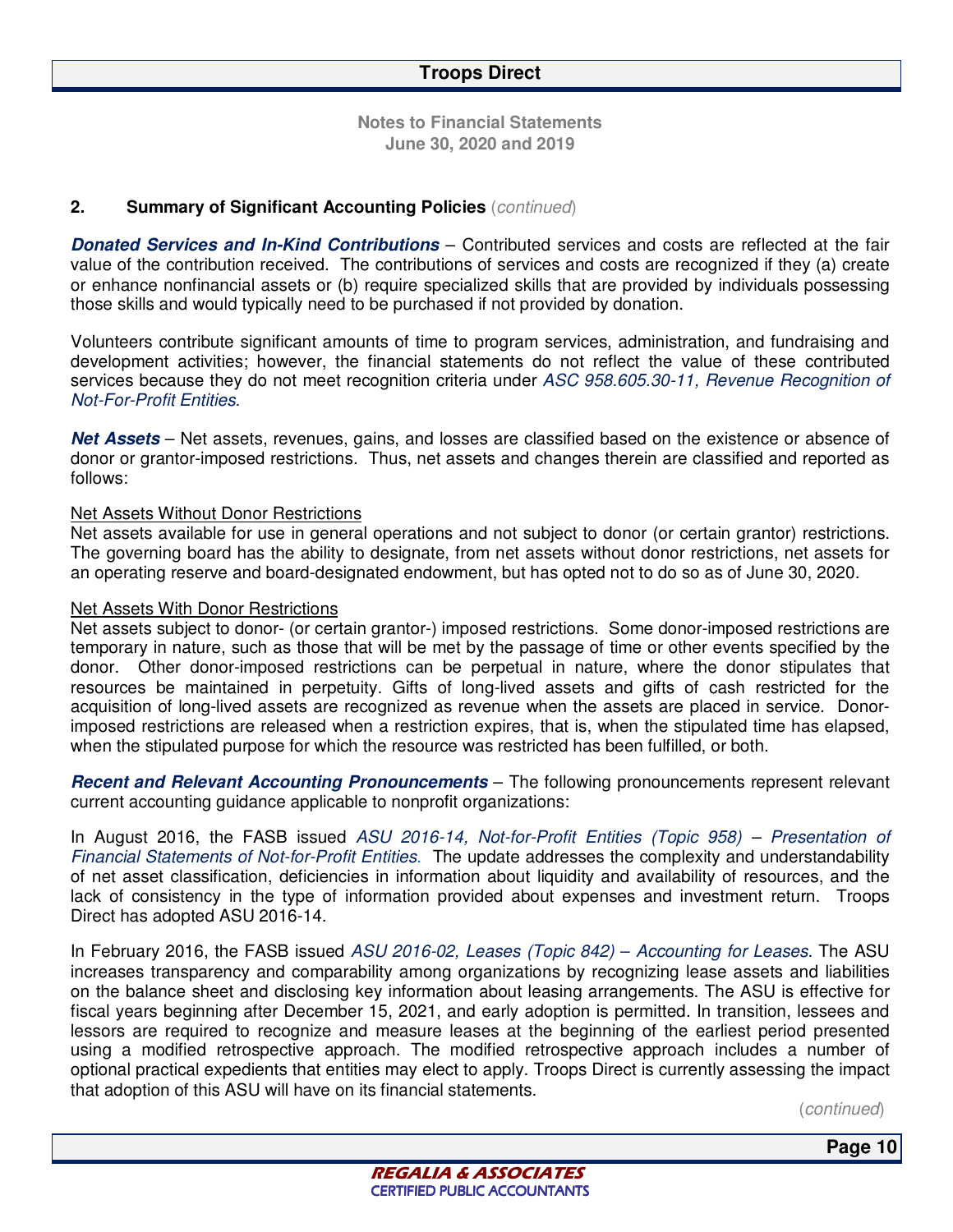**Notes to Financial Statements**
**June 30, 2020 and 2019**

## 2. Summary of Significant Accounting Policies *(continued)*

***Donated Services and In-Kind Contributions*** – Contributed services and costs are reflected at the fair value of the contribution received. The contributions of services and costs are recognized if they (a) create or enhance nonfinancial assets or (b) require specialized skills that are provided by individuals possessing those skills and would typically need to be purchased if not provided by donation.

Volunteers contribute significant amounts of time to program services, administration, and fundraising and development activities; however, the financial statements do not reflect the value of these contributed services because they do not meet recognition criteria under *ASC 958.605.30-11, Revenue Recognition of Not-For-Profit Entities.*

***Net Assets*** – Net assets, revenues, gains, and losses are classified based on the existence or absence of donor or grantor-imposed restrictions. Thus, net assets and changes therein are classified and reported as follows:

Net Assets Without Donor Restrictions
Net assets available for use in general operations and not subject to donor (or certain grantor) restrictions. The governing board has the ability to designate, from net assets without donor restrictions, net assets for an operating reserve and board-designated endowment, but has opted not to do so as of June 30, 2020.

Net Assets With Donor Restrictions
Net assets subject to donor- (or certain grantor-) imposed restrictions. Some donor-imposed restrictions are temporary in nature, such as those that will be met by the passage of time or other events specified by the donor. Other donor-imposed restrictions can be perpetual in nature, where the donor stipulates that resources be maintained in perpetuity. Gifts of long-lived assets and gifts of cash restricted for the acquisition of long-lived assets are recognized as revenue when the assets are placed in service. Donor-imposed restrictions are released when a restriction expires, that is, when the stipulated time has elapsed, when the stipulated purpose for which the resource was restricted has been fulfilled, or both.

***Recent and Relevant Accounting Pronouncements*** – The following pronouncements represent relevant current accounting guidance applicable to nonprofit organizations:

In August 2016, the FASB issued *ASU 2016-14, Not-for-Profit Entities (Topic 958) – Presentation of Financial Statements of Not-for-Profit Entities.* The update addresses the complexity and understandability of net asset classification, deficiencies in information about liquidity and availability of resources, and the lack of consistency in the type of information provided about expenses and investment return. Troops Direct has adopted ASU 2016-14.

In February 2016, the FASB issued *ASU 2016-02, Leases (Topic 842) – Accounting for Leases*. The ASU increases transparency and comparability among organizations by recognizing lease assets and liabilities on the balance sheet and disclosing key information about leasing arrangements. The ASU is effective for fiscal years beginning after December 15, 2021, and early adoption is permitted. In transition, lessees and lessors are required to recognize and measure leases at the beginning of the earliest period presented using a modified retrospective approach. The modified retrospective approach includes a number of optional practical expedients that entities may elect to apply. Troops Direct is currently assessing the impact that adoption of this ASU will have on its financial statements.

*(continued)*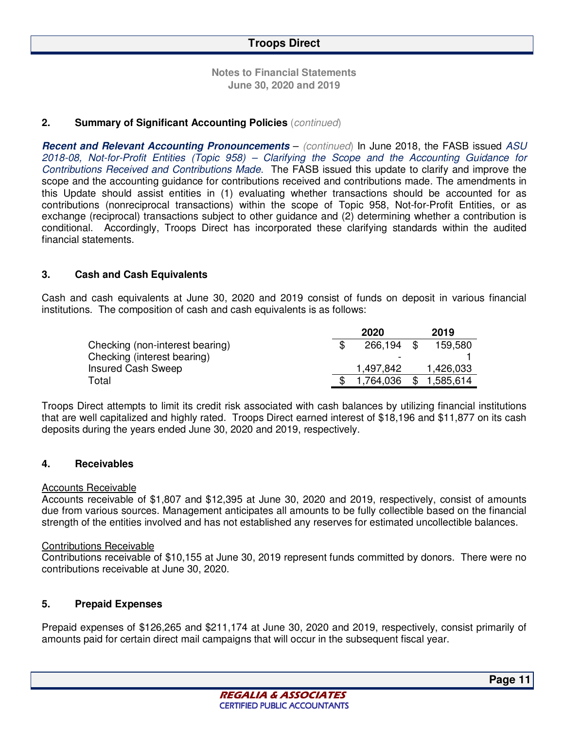**Notes to Financial Statements**
**June 30, 2020 and 2019**

### 2. Summary of Significant Accounting Policies *(continued)*

***Recent and Relevant Accounting Pronouncements*** – *(continued)* In June 2018, the FASB issued *ASU 2018-08, Not-for-Profit Entities (Topic 958) – Clarifying the Scope and the Accounting Guidance for Contributions Received and Contributions Made*. The FASB issued this update to clarify and improve the scope and the accounting guidance for contributions received and contributions made. The amendments in this Update should assist entities in (1) evaluating whether transactions should be accounted for as contributions (nonreciprocal transactions) within the scope of Topic 958, Not-for-Profit Entities, or as exchange (reciprocal) transactions subject to other guidance and (2) determining whether a contribution is conditional. Accordingly, Troops Direct has incorporated these clarifying standards within the audited financial statements.

### 3. Cash and Cash Equivalents

Cash and cash equivalents at June 30, 2020 and 2019 consist of funds on deposit in various financial institutions. The composition of cash and cash equivalents is as follows:

| | 2020 | 2019 |
|---|---|---|
| Checking (non-interest bearing) | $ 266,194 | $ 159,580 |
| Checking (interest bearing) | - | 1 |
| Insured Cash Sweep | 1,497,842 | 1,426,033 |
| Total | $ 1,764,036 | $ 1,585,614 |

Troops Direct attempts to limit its credit risk associated with cash balances by utilizing financial institutions that are well capitalized and highly rated. Troops Direct earned interest of $18,196 and $11,877 on its cash deposits during the years ended June 30, 2020 and 2019, respectively.

### 4. Receivables

Accounts Receivable
Accounts receivable of $1,807 and $12,395 at June 30, 2020 and 2019, respectively, consist of amounts due from various sources. Management anticipates all amounts to be fully collectible based on the financial strength of the entities involved and has not established any reserves for estimated uncollectible balances.

Contributions Receivable
Contributions receivable of $10,155 at June 30, 2019 represent funds committed by donors. There were no contributions receivable at June 30, 2020.

### 5. Prepaid Expenses

Prepaid expenses of $126,265 and $211,174 at June 30, 2020 and 2019, respectively, consist primarily of amounts paid for certain direct mail campaigns that will occur in the subsequent fiscal year.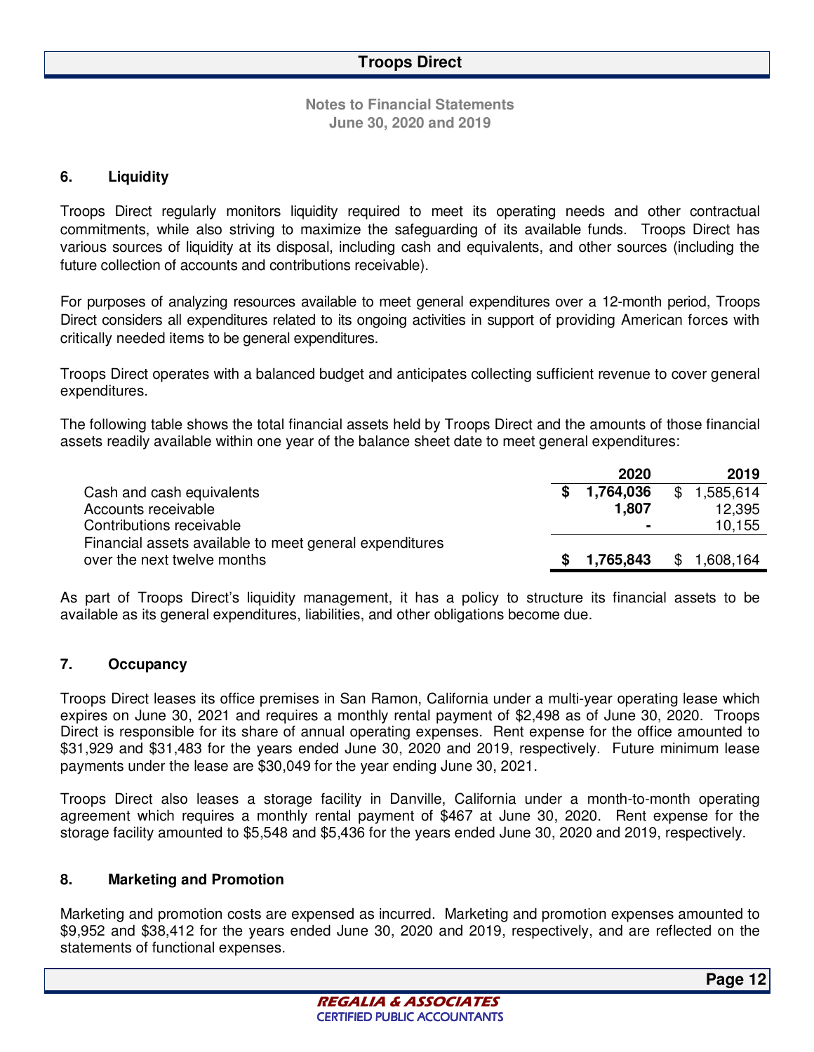# Troops Direct

**Notes to Financial Statements**
**June 30, 2020 and 2019**

## 6. Liquidity

Troops Direct regularly monitors liquidity required to meet its operating needs and other contractual commitments, while also striving to maximize the safeguarding of its available funds. Troops Direct has various sources of liquidity at its disposal, including cash and equivalents, and other sources (including the future collection of accounts and contributions receivable).

For purposes of analyzing resources available to meet general expenditures over a 12-month period, Troops Direct considers all expenditures related to its ongoing activities in support of providing American forces with critically needed items to be general expenditures.

Troops Direct operates with a balanced budget and anticipates collecting sufficient revenue to cover general expenditures.

The following table shows the total financial assets held by Troops Direct and the amounts of those financial assets readily available within one year of the balance sheet date to meet general expenditures:

| | 2020 | 2019 |
|---|---|---|
| Cash and cash equivalents | **$ 1,764,036** | $ 1,585,614 |
| Accounts receivable | **1,807** | 12,395 |
| Contributions receivable | **-** | 10,155 |
| Financial assets available to meet general expenditures over the next twelve months | **$ 1,765,843** | $ 1,608,164 |

As part of Troops Direct's liquidity management, it has a policy to structure its financial assets to be available as its general expenditures, liabilities, and other obligations become due.

## 7. Occupancy

Troops Direct leases its office premises in San Ramon, California under a multi-year operating lease which expires on June 30, 2021 and requires a monthly rental payment of $2,498 as of June 30, 2020. Troops Direct is responsible for its share of annual operating expenses. Rent expense for the office amounted to $31,929 and $31,483 for the years ended June 30, 2020 and 2019, respectively. Future minimum lease payments under the lease are $30,049 for the year ending June 30, 2021.

Troops Direct also leases a storage facility in Danville, California under a month-to-month operating agreement which requires a monthly rental payment of $467 at June 30, 2020. Rent expense for the storage facility amounted to $5,548 and $5,436 for the years ended June 30, 2020 and 2019, respectively.

## 8. Marketing and Promotion

Marketing and promotion costs are expensed as incurred. Marketing and promotion expenses amounted to $9,952 and $38,412 for the years ended June 30, 2020 and 2019, respectively, and are reflected on the statements of functional expenses.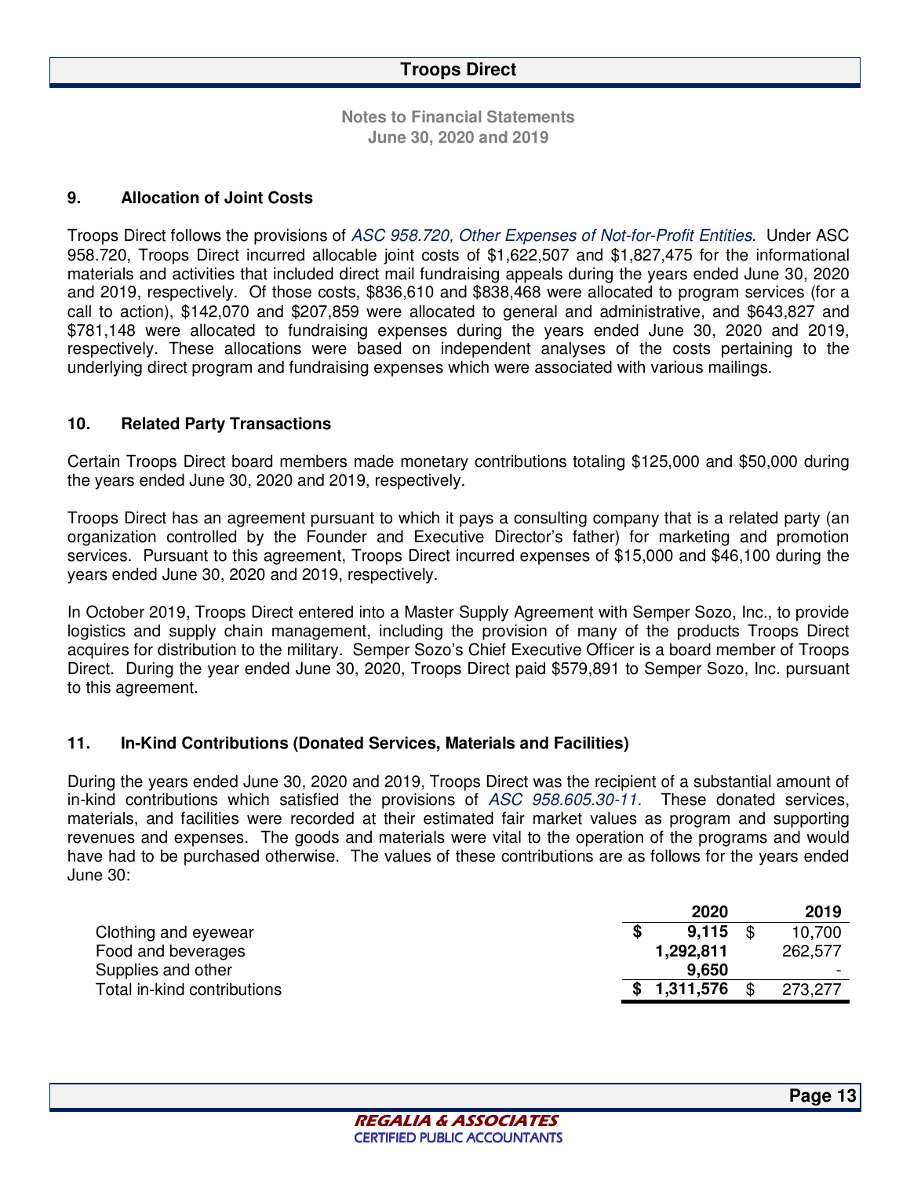## 9. Allocation of Joint Costs

Troops Direct follows the provisions of *ASC 958.720, Other Expenses of Not-for-Profit Entities*. Under ASC 958.720, Troops Direct incurred allocable joint costs of $1,622,507 and $1,827,475 for the informational materials and activities that included direct mail fundraising appeals during the years ended June 30, 2020 and 2019, respectively. Of those costs, $836,610 and $838,468 were allocated to program services (for a call to action), $142,070 and $207,859 were allocated to general and administrative, and $643,827 and $781,148 were allocated to fundraising expenses during the years ended June 30, 2020 and 2019, respectively. These allocations were based on independent analyses of the costs pertaining to the underlying direct program and fundraising expenses which were associated with various mailings.

## 10. Related Party Transactions

Certain Troops Direct board members made monetary contributions totaling $125,000 and $50,000 during the years ended June 30, 2020 and 2019, respectively.

Troops Direct has an agreement pursuant to which it pays a consulting company that is a related party (an organization controlled by the Founder and Executive Director's father) for marketing and promotion services. Pursuant to this agreement, Troops Direct incurred expenses of $15,000 and $46,100 during the years ended June 30, 2020 and 2019, respectively.

In October 2019, Troops Direct entered into a Master Supply Agreement with Semper Sozo, Inc., to provide logistics and supply chain management, including the provision of many of the products Troops Direct acquires for distribution to the military. Semper Sozo's Chief Executive Officer is a board member of Troops Direct. During the year ended June 30, 2020, Troops Direct paid $579,891 to Semper Sozo, Inc. pursuant to this agreement.

## 11. In-Kind Contributions (Donated Services, Materials and Facilities)

During the years ended June 30, 2020 and 2019, Troops Direct was the recipient of a substantial amount of in-kind contributions which satisfied the provisions of *ASC 958.605.30-11.* These donated services, materials, and facilities were recorded at their estimated fair market values as program and supporting revenues and expenses. The goods and materials were vital to the operation of the programs and would have had to be purchased otherwise. The values of these contributions are as follows for the years ended June 30:

| | **2020** | 2019 |
|---|---|---|
| Clothing and eyewear | **$ 9,115** | $ 10,700 |
| Food and beverages | **1,292,811** | 262,577 |
| Supplies and other | **9,650** | - |
| Total in-kind contributions | **$ 1,311,576** | $ 273,277 |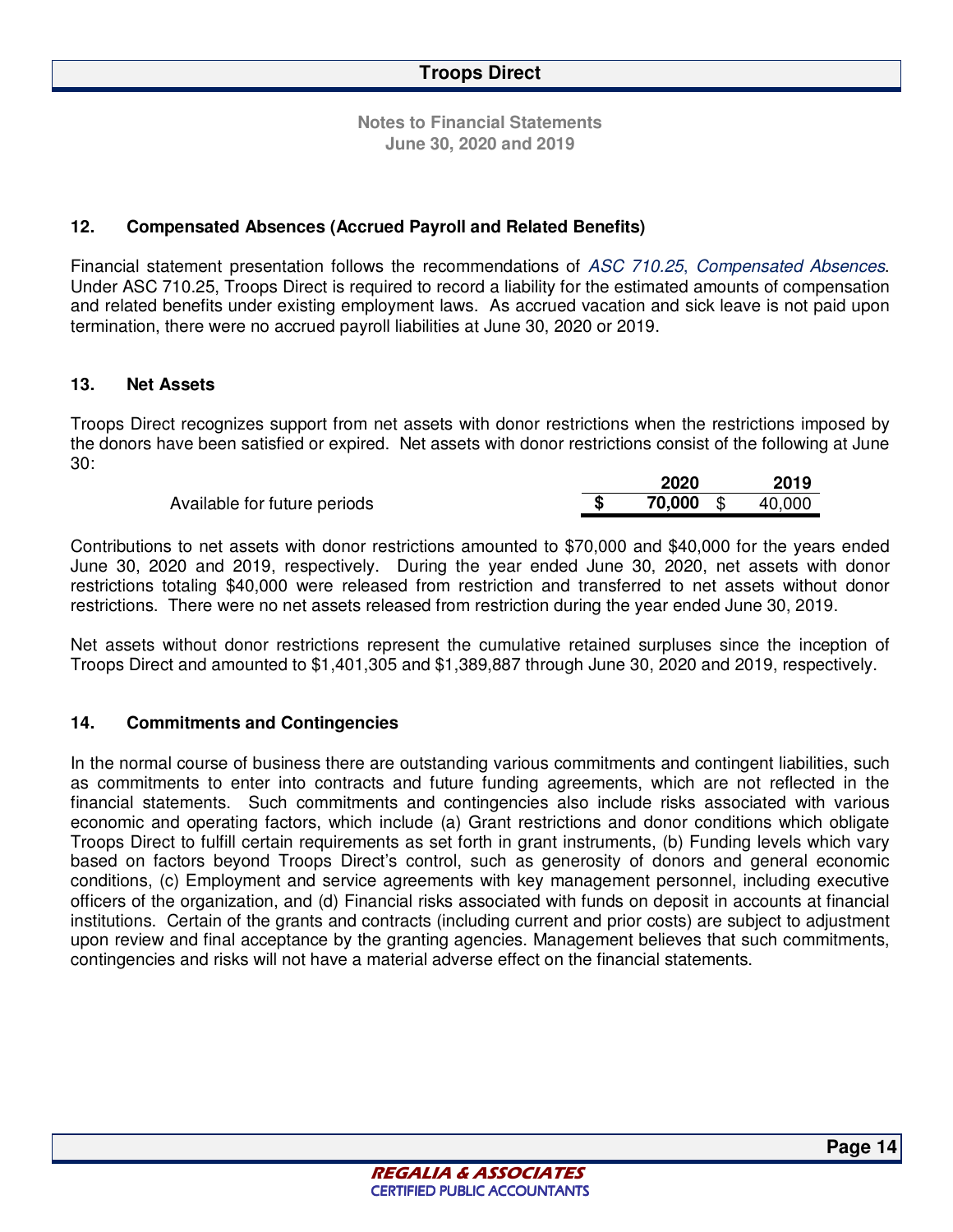**Notes to Financial Statements**
**June 30, 2020 and 2019**

### 12. Compensated Absences (Accrued Payroll and Related Benefits)

Financial statement presentation follows the recommendations of *ASC 710.25, Compensated Absences*. Under ASC 710.25, Troops Direct is required to record a liability for the estimated amounts of compensation and related benefits under existing employment laws. As accrued vacation and sick leave is not paid upon termination, there were no accrued payroll liabilities at June 30, 2020 or 2019.

### 13. Net Assets

Troops Direct recognizes support from net assets with donor restrictions when the restrictions imposed by the donors have been satisfied or expired. Net assets with donor restrictions consist of the following at June 30:

| | 2020 | 2019 |
|---|---|---|
| Available for future periods | **$ 70,000** | $ 40,000 |

Contributions to net assets with donor restrictions amounted to $70,000 and $40,000 for the years ended June 30, 2020 and 2019, respectively. During the year ended June 30, 2020, net assets with donor restrictions totaling $40,000 were released from restriction and transferred to net assets without donor restrictions. There were no net assets released from restriction during the year ended June 30, 2019.

Net assets without donor restrictions represent the cumulative retained surpluses since the inception of Troops Direct and amounted to $1,401,305 and $1,389,887 through June 30, 2020 and 2019, respectively.

### 14. Commitments and Contingencies

In the normal course of business there are outstanding various commitments and contingent liabilities, such as commitments to enter into contracts and future funding agreements, which are not reflected in the financial statements. Such commitments and contingencies also include risks associated with various economic and operating factors, which include (a) Grant restrictions and donor conditions which obligate Troops Direct to fulfill certain requirements as set forth in grant instruments, (b) Funding levels which vary based on factors beyond Troops Direct's control, such as generosity of donors and general economic conditions, (c) Employment and service agreements with key management personnel, including executive officers of the organization, and (d) Financial risks associated with funds on deposit in accounts at financial institutions. Certain of the grants and contracts (including current and prior costs) are subject to adjustment upon review and final acceptance by the granting agencies. Management believes that such commitments, contingencies and risks will not have a material adverse effect on the financial statements.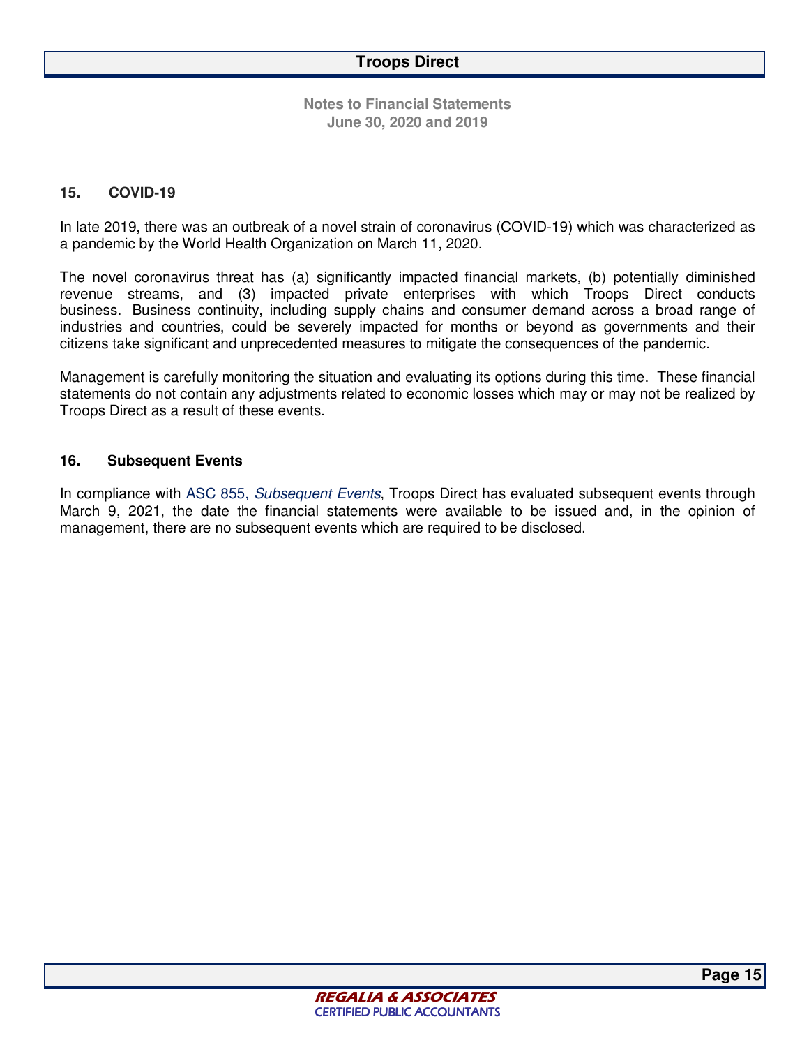## 15. COVID-19

In late 2019, there was an outbreak of a novel strain of coronavirus (COVID-19) which was characterized as a pandemic by the World Health Organization on March 11, 2020.

The novel coronavirus threat has (a) significantly impacted financial markets, (b) potentially diminished revenue streams, and (3) impacted private enterprises with which Troops Direct conducts business. Business continuity, including supply chains and consumer demand across a broad range of industries and countries, could be severely impacted for months or beyond as governments and their citizens take significant and unprecedented measures to mitigate the consequences of the pandemic.

Management is carefully monitoring the situation and evaluating its options during this time. These financial statements do not contain any adjustments related to economic losses which may or may not be realized by Troops Direct as a result of these events.

## 16. Subsequent Events

In compliance with ASC 855, *Subsequent Events*, Troops Direct has evaluated subsequent events through March 9, 2021, the date the financial statements were available to be issued and, in the opinion of management, there are no subsequent events which are required to be disclosed.